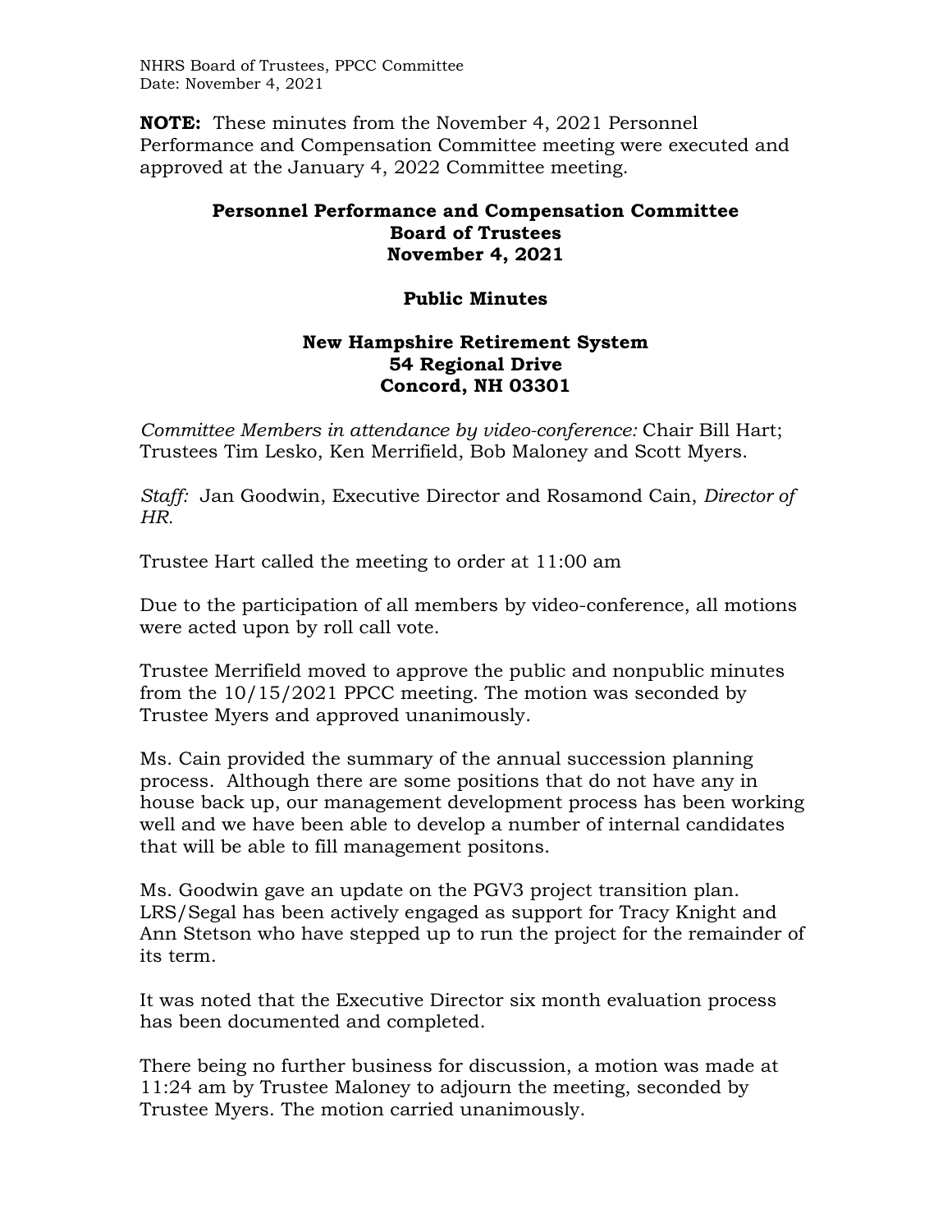**NOTE:** These minutes from the November 4, 2021 Personnel Performance and Compensation Committee meeting were executed and approved at the January 4, 2022 Committee meeting.

# Personnel Performance and Compensation Committee
## Board of Trustees
## November 4, 2021

## Public Minutes

## New Hampshire Retirement System
## 54 Regional Drive
## Concord, NH 03301

*Committee Members in attendance by video-conference:* Chair Bill Hart; Trustees Tim Lesko, Ken Merrifield, Bob Maloney and Scott Myers.

*Staff:* Jan Goodwin, Executive Director and Rosamond Cain, *Director of HR.*

Trustee Hart called the meeting to order at 11:00 am

Due to the participation of all members by video-conference, all motions were acted upon by roll call vote.

Trustee Merrifield moved to approve the public and nonpublic minutes from the 10/15/2021 PPCC meeting. The motion was seconded by Trustee Myers and approved unanimously.

Ms. Cain provided the summary of the annual succession planning process. Although there are some positions that do not have any in house back up, our management development process has been working well and we have been able to develop a number of internal candidates that will be able to fill management positons.

Ms. Goodwin gave an update on the PGV3 project transition plan. LRS/Segal has been actively engaged as support for Tracy Knight and Ann Stetson who have stepped up to run the project for the remainder of its term.

It was noted that the Executive Director six month evaluation process has been documented and completed.

There being no further business for discussion, a motion was made at 11:24 am by Trustee Maloney to adjourn the meeting, seconded by Trustee Myers. The motion carried unanimously.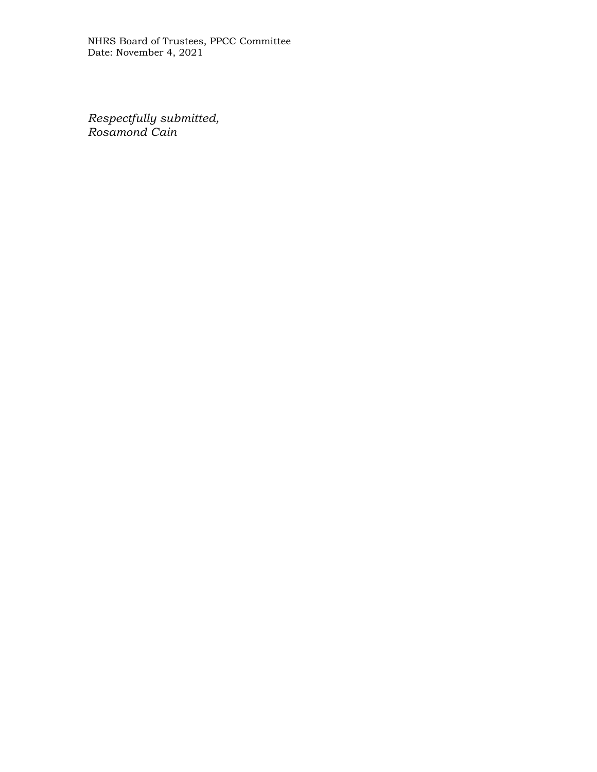*Respectfully submitted,*
*Rosamond Cain*